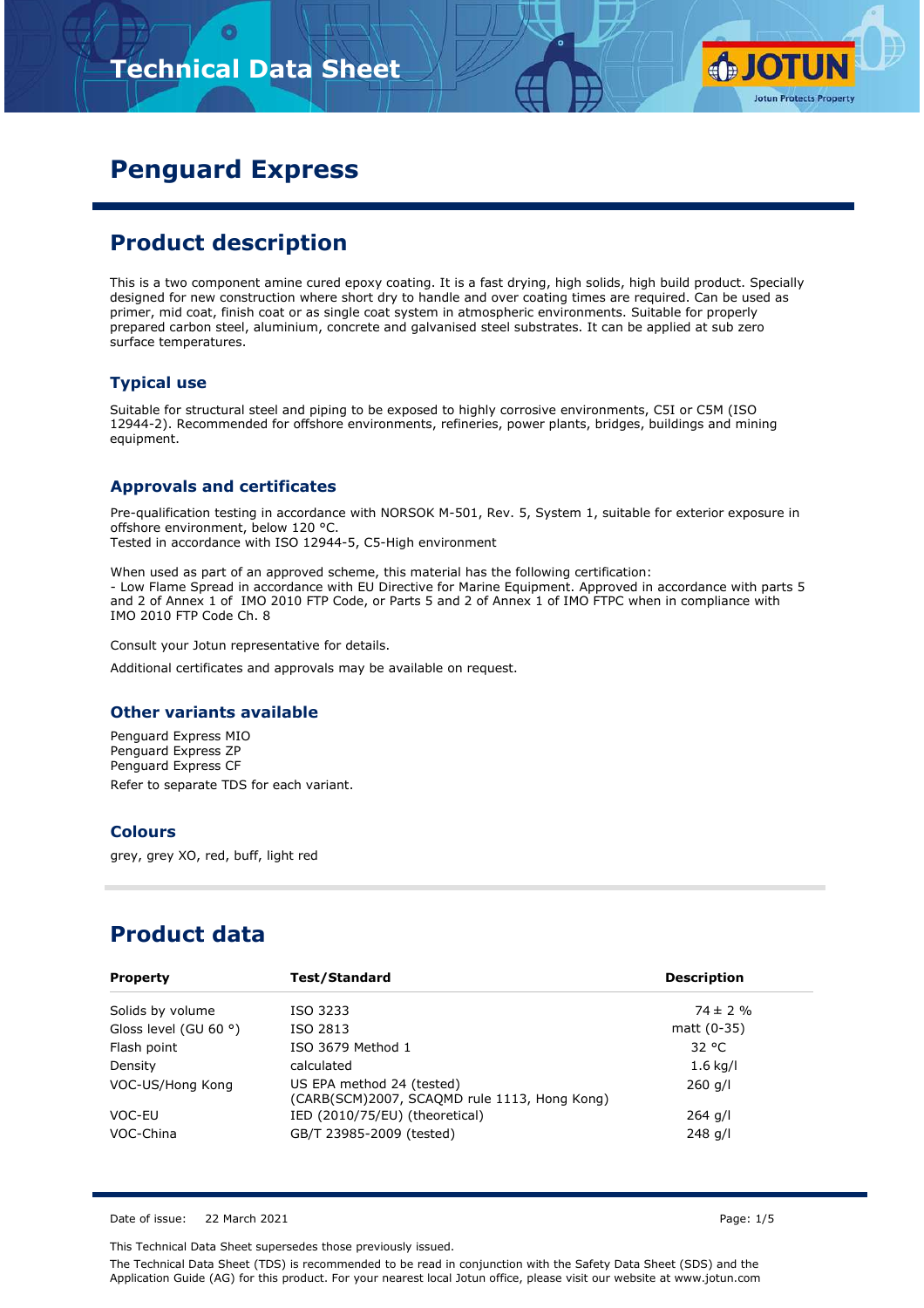# Technical Data Sheet

# Penguard Express

## Product description

This is a two component amine cured epoxy coating. It is a fast drying, high solids, high build product. Specially designed for new construction where short dry to handle and over coating times are required. Can be used as primer, mid coat, finish coat or as single coat system in atmospheric environments. Suitable for properly prepared carbon steel, aluminium, concrete and galvanised steel substrates. It can be applied at sub zero surface temperatures.

### Typical use

Suitable for structural steel and piping to be exposed to highly corrosive environments, C5I or C5M (ISO 12944-2). Recommended for offshore environments, refineries, power plants, bridges, buildings and mining equipment.

### Approvals and certificates

Pre-qualification testing in accordance with NORSOK M-501, Rev. 5, System 1, suitable for exterior exposure in offshore environment, below 120 °C.
Tested in accordance with ISO 12944-5, C5-High environment

When used as part of an approved scheme, this material has the following certification:
- Low Flame Spread in accordance with EU Directive for Marine Equipment. Approved in accordance with parts 5 and 2 of Annex 1 of IMO 2010 FTP Code, or Parts 5 and 2 of Annex 1 of IMO FTPC when in compliance with IMO 2010 FTP Code Ch. 8

Consult your Jotun representative for details.

Additional certificates and approvals may be available on request.

### Other variants available

Penguard Express MIO
Penguard Express ZP
Penguard Express CF

Refer to separate TDS for each variant.

### Colours

grey, grey XO, red, buff, light red

## Product data

| Property | Test/Standard | Description |
|---|---|---|
| Solids by volume | ISO 3233 | 74 ± 2 % |
| Gloss level (GU 60 °) | ISO 2813 | matt (0-35) |
| Flash point | ISO 3679 Method 1 | 32 °C |
| Density | calculated | 1.6 kg/l |
| VOC-US/Hong Kong | US EPA method 24 (tested) (CARB(SCM)2007, SCAQMD rule 1113, Hong Kong) | 260 g/l |
| VOC-EU | IED (2010/75/EU) (theoretical) | 264 g/l |
| VOC-China | GB/T 23985-2009 (tested) | 248 g/l |

Date of issue: 22 March 2021

This Technical Data Sheet supersedes those previously issued.

The Technical Data Sheet (TDS) is recommended to be read in conjunction with the Safety Data Sheet (SDS) and the Application Guide (AG) for this product. For your nearest local Jotun office, please visit our website at www.jotun.com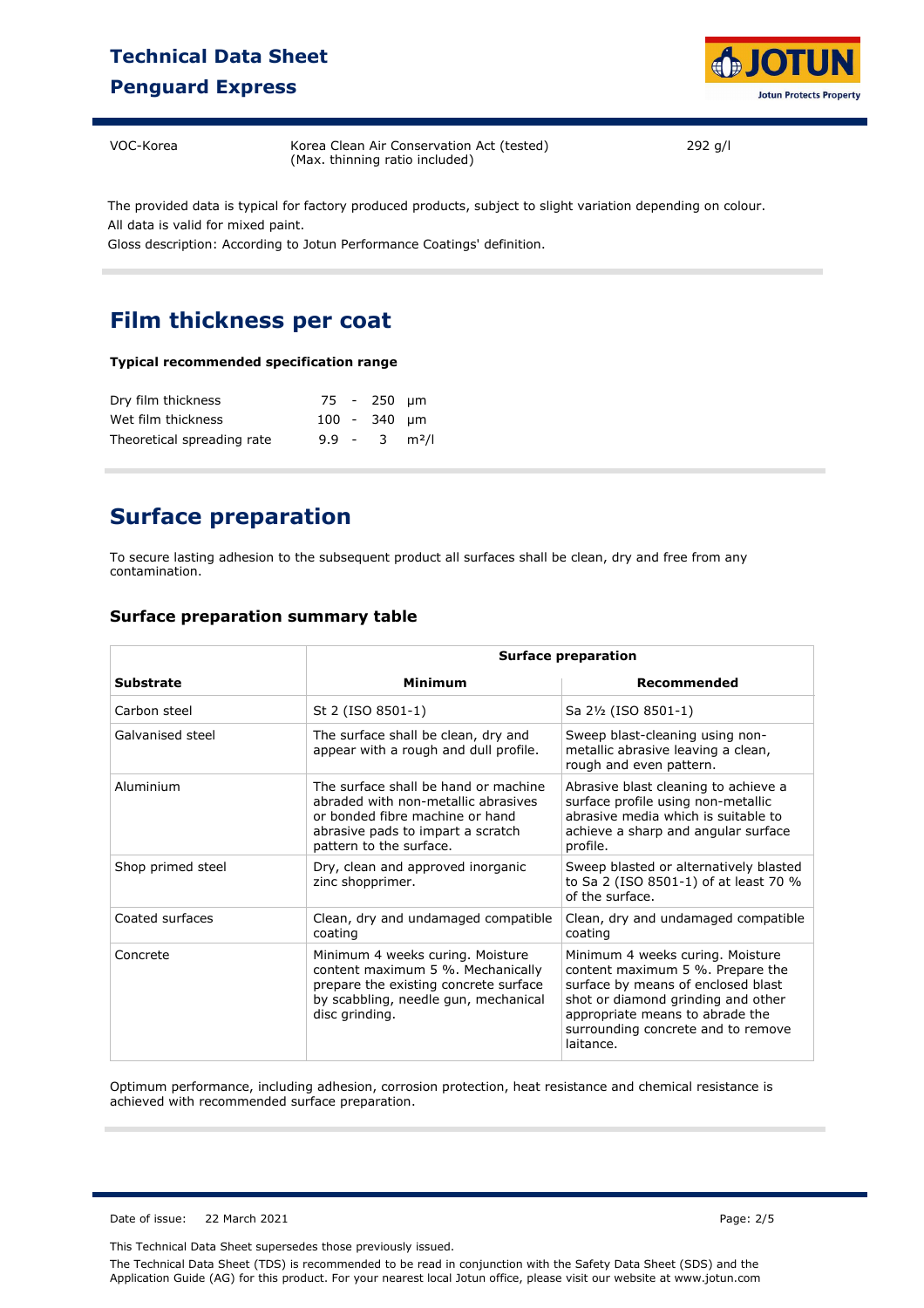| VOC-Korea | Korea Clean Air Conservation Act (tested) (Max. thinning ratio included) | 292 g/l |
|---|---|---|

The provided data is typical for factory produced products, subject to slight variation depending on colour.
All data is valid for mixed paint.
Gloss description: According to Jotun Performance Coatings' definition.

## Film thickness per coat

**Typical recommended specification range**

| | | | | |
|---|---|---|---|---|
| Dry film thickness | 75 | - | 250 | µm |
| Wet film thickness | 100 | - | 340 | µm |
| Theoretical spreading rate | 9.9 | - | 3 | m²/l |

## Surface preparation

To secure lasting adhesion to the subsequent product all surfaces shall be clean, dry and free from any contamination.

### Surface preparation summary table

| | Surface preparation | |
|---|---|---|
| **Substrate** | **Minimum** | **Recommended** |
| Carbon steel | St 2 (ISO 8501-1) | Sa 2½ (ISO 8501-1) |
| Galvanised steel | The surface shall be clean, dry and appear with a rough and dull profile. | Sweep blast-cleaning using non-metallic abrasive leaving a clean, rough and even pattern. |
| Aluminium | The surface shall be hand or machine abraded with non-metallic abrasives or bonded fibre machine or hand abrasive pads to impart a scratch pattern to the surface. | Abrasive blast cleaning to achieve a surface profile using non-metallic abrasive media which is suitable to achieve a sharp and angular surface profile. |
| Shop primed steel | Dry, clean and approved inorganic zinc shopprimer. | Sweep blasted or alternatively blasted to Sa 2 (ISO 8501-1) of at least 70 % of the surface. |
| Coated surfaces | Clean, dry and undamaged compatible coating | Clean, dry and undamaged compatible coating |
| Concrete | Minimum 4 weeks curing. Moisture content maximum 5 %. Mechanically prepare the existing concrete surface by scabbling, needle gun, mechanical disc grinding. | Minimum 4 weeks curing. Moisture content maximum 5 %. Prepare the surface by means of enclosed blast shot or diamond grinding and other appropriate means to abrade the surrounding concrete and to remove laitance. |

Optimum performance, including adhesion, corrosion protection, heat resistance and chemical resistance is achieved with recommended surface preparation.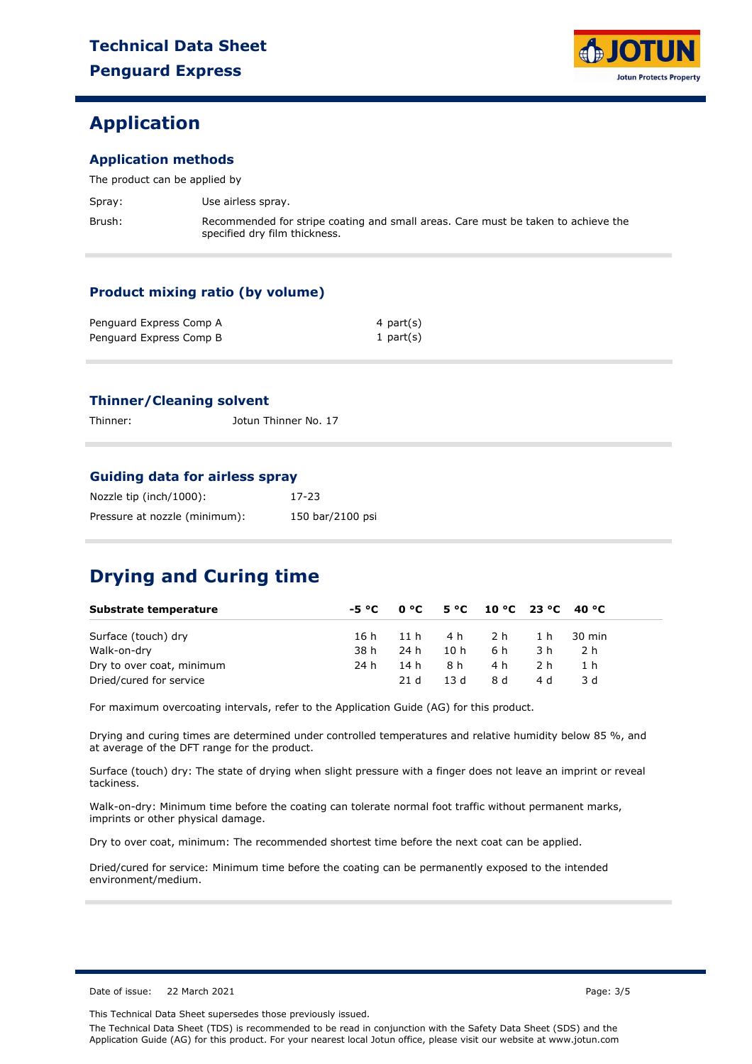## Application

### Application methods

The product can be applied by

| | |
|---|---|
| Spray: | Use airless spray. |
| Brush: | Recommended for stripe coating and small areas. Care must be taken to achieve the specified dry film thickness. |

### Product mixing ratio (by volume)

| | |
|---|---|
| Penguard Express Comp A | 4 part(s) |
| Penguard Express Comp B | 1 part(s) |

### Thinner/Cleaning solvent

Thinner: Jotun Thinner No. 17

### Guiding data for airless spray

| | |
|---|---|
| Nozzle tip (inch/1000): | 17-23 |
| Pressure at nozzle (minimum): | 150 bar/2100 psi |

## Drying and Curing time

| Substrate temperature | -5 °C | 0 °C | 5 °C | 10 °C | 23 °C | 40 °C |
|---|---|---|---|---|---|---|
| Surface (touch) dry | 16 h | 11 h | 4 h | 2 h | 1 h | 30 min |
| Walk-on-dry | 38 h | 24 h | 10 h | 6 h | 3 h | 2 h |
| Dry to over coat, minimum | 24 h | 14 h | 8 h | 4 h | 2 h | 1 h |
| Dried/cured for service | | 21 d | 13 d | 8 d | 4 d | 3 d |

For maximum overcoating intervals, refer to the Application Guide (AG) for this product.

Drying and curing times are determined under controlled temperatures and relative humidity below 85 %, and at average of the DFT range for the product.

Surface (touch) dry: The state of drying when slight pressure with a finger does not leave an imprint or reveal tackiness.

Walk-on-dry: Minimum time before the coating can tolerate normal foot traffic without permanent marks, imprints or other physical damage.

Dry to over coat, minimum: The recommended shortest time before the next coat can be applied.

Dried/cured for service: Minimum time before the coating can be permanently exposed to the intended environment/medium.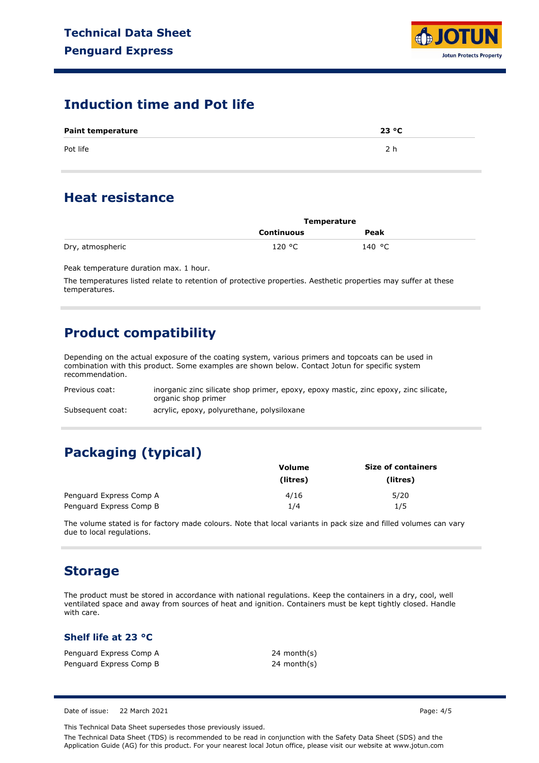## Induction time and Pot life

| Paint temperature | 23 °C |
| --- | --- |
| Pot life | 2 h |

## Heat resistance

| | Temperature | |
| --- | --- | --- |
| | Continuous | Peak |
| Dry, atmospheric | 120 °C | 140 °C |

Peak temperature duration max. 1 hour.

The temperatures listed relate to retention of protective properties. Aesthetic properties may suffer at these temperatures.

## Product compatibility

Depending on the actual exposure of the coating system, various primers and topcoats can be used in combination with this product. Some examples are shown below. Contact Jotun for specific system recommendation.

| | |
| --- | --- |
| Previous coat: | inorganic zinc silicate shop primer, epoxy, epoxy mastic, zinc epoxy, zinc silicate, organic shop primer |
| Subsequent coat: | acrylic, epoxy, polyurethane, polysiloxane |

## Packaging (typical)

| | Volume (litres) | Size of containers (litres) |
| --- | --- | --- |
| Penguard Express Comp A | 4/16 | 5/20 |
| Penguard Express Comp B | 1/4 | 1/5 |

The volume stated is for factory made colours. Note that local variants in pack size and filled volumes can vary due to local regulations.

## Storage

The product must be stored in accordance with national regulations. Keep the containers in a dry, cool, well ventilated space and away from sources of heat and ignition. Containers must be kept tightly closed. Handle with care.

### Shelf life at 23 °C

| | |
| --- | --- |
| Penguard Express Comp A | 24 month(s) |
| Penguard Express Comp B | 24 month(s) |

Date of issue: 22 March 2021

This Technical Data Sheet supersedes those previously issued.

The Technical Data Sheet (TDS) is recommended to be read in conjunction with the Safety Data Sheet (SDS) and the Application Guide (AG) for this product. For your nearest local Jotun office, please visit our website at www.jotun.com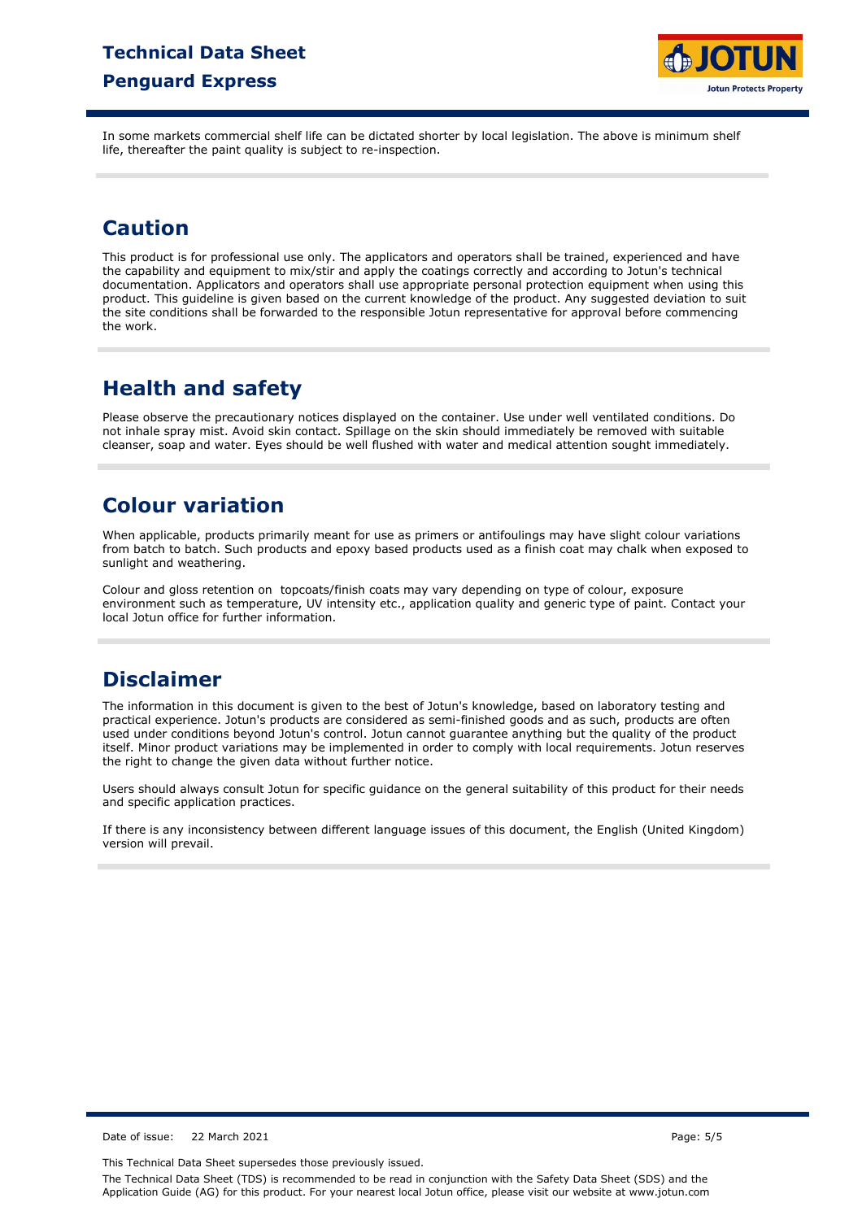In some markets commercial shelf life can be dictated shorter by local legislation. The above is minimum shelf life, thereafter the paint quality is subject to re-inspection.

## Caution

This product is for professional use only. The applicators and operators shall be trained, experienced and have the capability and equipment to mix/stir and apply the coatings correctly and according to Jotun's technical documentation. Applicators and operators shall use appropriate personal protection equipment when using this product. This guideline is given based on the current knowledge of the product. Any suggested deviation to suit the site conditions shall be forwarded to the responsible Jotun representative for approval before commencing the work.

## Health and safety

Please observe the precautionary notices displayed on the container. Use under well ventilated conditions. Do not inhale spray mist. Avoid skin contact. Spillage on the skin should immediately be removed with suitable cleanser, soap and water. Eyes should be well flushed with water and medical attention sought immediately.

## Colour variation

When applicable, products primarily meant for use as primers or antifoulings may have slight colour variations from batch to batch. Such products and epoxy based products used as a finish coat may chalk when exposed to sunlight and weathering.

Colour and gloss retention on topcoats/finish coats may vary depending on type of colour, exposure environment such as temperature, UV intensity etc., application quality and generic type of paint. Contact your local Jotun office for further information.

## Disclaimer

The information in this document is given to the best of Jotun's knowledge, based on laboratory testing and practical experience. Jotun's products are considered as semi-finished goods and as such, products are often used under conditions beyond Jotun's control. Jotun cannot guarantee anything but the quality of the product itself. Minor product variations may be implemented in order to comply with local requirements. Jotun reserves the right to change the given data without further notice.

Users should always consult Jotun for specific guidance on the general suitability of this product for their needs and specific application practices.

If there is any inconsistency between different language issues of this document, the English (United Kingdom) version will prevail.